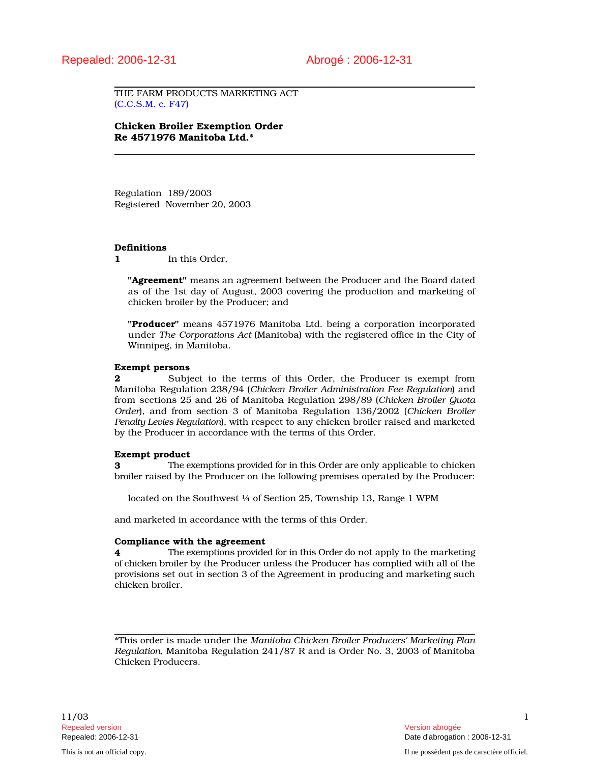Repealed: 2006-12-31 Abrogé : 2006-12-31

THE FARM PRODUCTS MARKETING ACT
(C.C.S.M. c. F47)

**Chicken Broiler Exemption Order Re 4571976 Manitoba Ltd.***

Regulation 189/2003
Registered November 20, 2003

**Definitions**

**1** In this Order,

**"Agreement"** means an agreement between the Producer and the Board dated as of the 1st day of August, 2003 covering the production and marketing of chicken broiler by the Producer; and

**"Producer"** means 4571976 Manitoba Ltd. being a corporation incorporated under *The Corporations Act* (Manitoba) with the registered office in the City of Winnipeg, in Manitoba.

**Exempt persons**

**2** Subject to the terms of this Order, the Producer is exempt from Manitoba Regulation 238/94 (*Chicken Broiler Administration Fee Regulation*) and from sections 25 and 26 of Manitoba Regulation 298/89 (*Chicken Broiler Quota Order*), and from section 3 of Manitoba Regulation 136/2002 (*Chicken Broiler Penalty Levies Regulation*), with respect to any chicken broiler raised and marketed by the Producer in accordance with the terms of this Order.

**Exempt product**

**3** The exemptions provided for in this Order are only applicable to chicken broiler raised by the Producer on the following premises operated by the Producer:

located on the Southwest ¼ of Section 25, Township 13, Range 1 WPM

and marketed in accordance with the terms of this Order.

**Compliance with the agreement**

**4** The exemptions provided for in this Order do not apply to the marketing of chicken broiler by the Producer unless the Producer has complied with all of the provisions set out in section 3 of the Agreement in producing and marketing such chicken broiler.

---

*This order is made under the *Manitoba Chicken Broiler Producers' Marketing Plan Regulation*, Manitoba Regulation 241/87 R and is Order No. 3, 2003 of Manitoba Chicken Producers.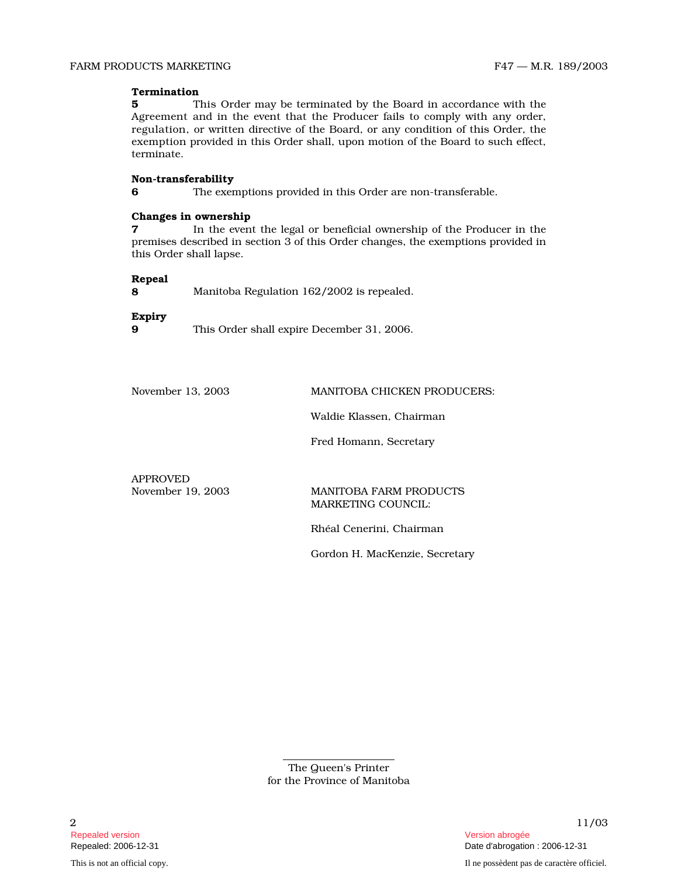**Termination**

**5** This Order may be terminated by the Board in accordance with the Agreement and in the event that the Producer fails to comply with any order, regulation, or written directive of the Board, or any condition of this Order, the exemption provided in this Order shall, upon motion of the Board to such effect, terminate.

**Non-transferability**

**6** The exemptions provided in this Order are non-transferable.

**Changes in ownership**

**7** In the event the legal or beneficial ownership of the Producer in the premises described in section 3 of this Order changes, the exemptions provided in this Order shall lapse.

**Repeal**

**8** Manitoba Regulation 162/2002 is repealed.

**Expiry**

**9** This Order shall expire December 31, 2006.

November 13, 2003

MANITOBA CHICKEN PRODUCERS:

Waldie Klassen, Chairman

Fred Homann, Secretary

APPROVED
November 19, 2003

MANITOBA FARM PRODUCTS MARKETING COUNCIL:

Rhéal Cenerini, Chairman

Gordon H. MacKenzie, Secretary

The Queen's Printer
for the Province of Manitoba